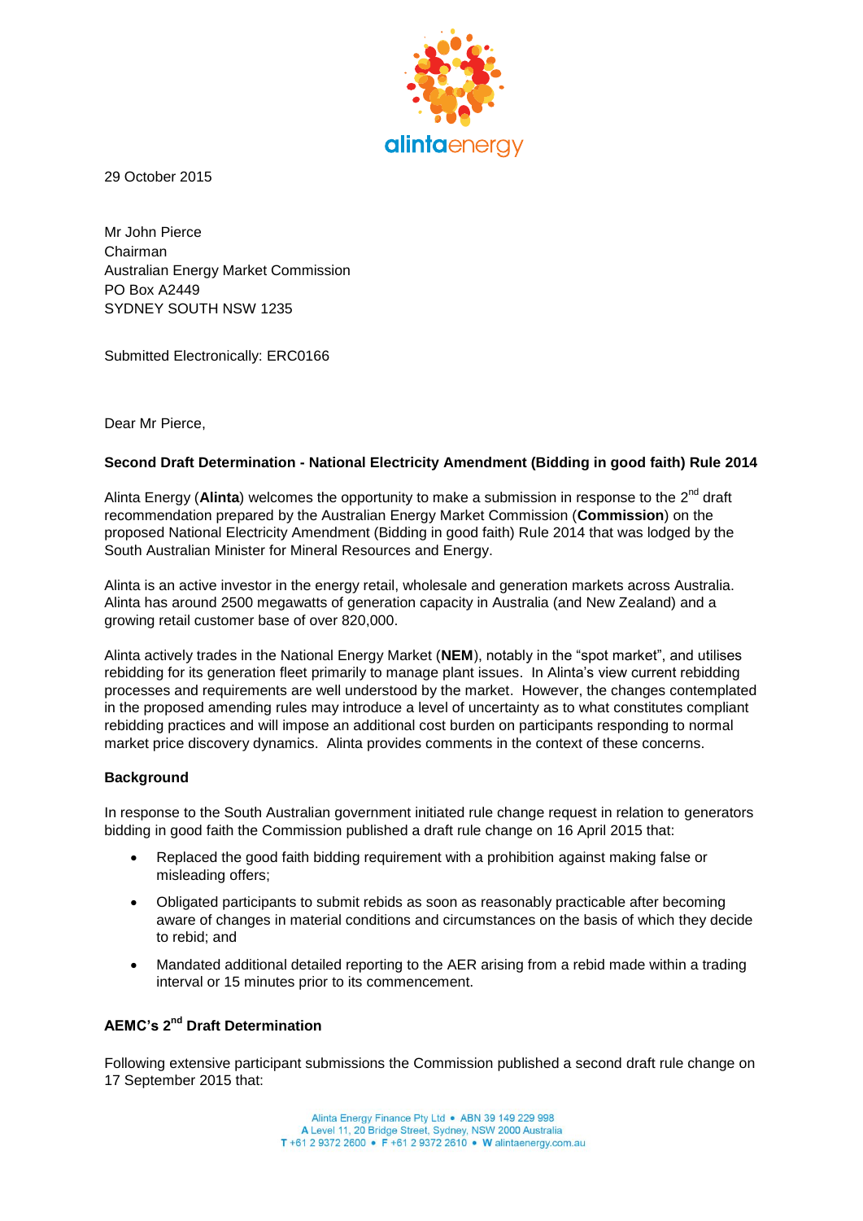29 October 2015

Mr John Pierce
Chairman
Australian Energy Market Commission
PO Box A2449
SYDNEY SOUTH NSW 1235

Submitted Electronically: ERC0166

Dear Mr Pierce,

**Second Draft Determination - National Electricity Amendment (Bidding in good faith) Rule 2014**

Alinta Energy (**Alinta**) welcomes the opportunity to make a submission in response to the 2nd draft recommendation prepared by the Australian Energy Market Commission (**Commission**) on the proposed National Electricity Amendment (Bidding in good faith) Rule 2014 that was lodged by the South Australian Minister for Mineral Resources and Energy.

Alinta is an active investor in the energy retail, wholesale and generation markets across Australia. Alinta has around 2500 megawatts of generation capacity in Australia (and New Zealand) and a growing retail customer base of over 820,000.

Alinta actively trades in the National Energy Market (**NEM**), notably in the "spot market", and utilises rebidding for its generation fleet primarily to manage plant issues. In Alinta's view current rebidding processes and requirements are well understood by the market. However, the changes contemplated in the proposed amending rules may introduce a level of uncertainty as to what constitutes compliant rebidding practices and will impose an additional cost burden on participants responding to normal market price discovery dynamics. Alinta provides comments in the context of these concerns.

**Background**

In response to the South Australian government initiated rule change request in relation to generators bidding in good faith the Commission published a draft rule change on 16 April 2015 that:

- Replaced the good faith bidding requirement with a prohibition against making false or misleading offers;
- Obligated participants to submit rebids as soon as reasonably practicable after becoming aware of changes in material conditions and circumstances on the basis of which they decide to rebid; and
- Mandated additional detailed reporting to the AER arising from a rebid made within a trading interval or 15 minutes prior to its commencement.

**AEMC's 2nd Draft Determination**

Following extensive participant submissions the Commission published a second draft rule change on 17 September 2015 that: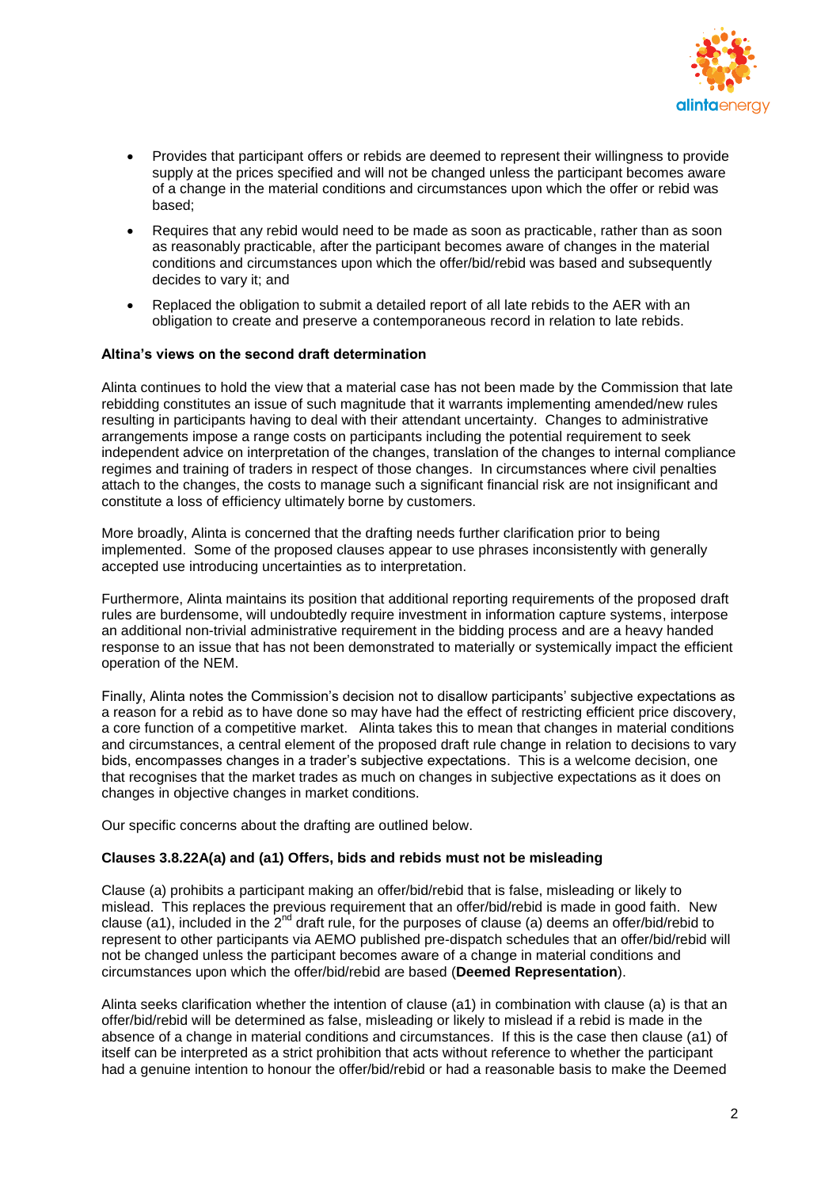- Provides that participant offers or rebids are deemed to represent their willingness to provide supply at the prices specified and will not be changed unless the participant becomes aware of a change in the material conditions and circumstances upon which the offer or rebid was based;
- Requires that any rebid would need to be made as soon as practicable, rather than as soon as reasonably practicable, after the participant becomes aware of changes in the material conditions and circumstances upon which the offer/bid/rebid was based and subsequently decides to vary it; and
- Replaced the obligation to submit a detailed report of all late rebids to the AER with an obligation to create and preserve a contemporaneous record in relation to late rebids.

**Altina's views on the second draft determination**

Alinta continues to hold the view that a material case has not been made by the Commission that late rebidding constitutes an issue of such magnitude that it warrants implementing amended/new rules resulting in participants having to deal with their attendant uncertainty. Changes to administrative arrangements impose a range costs on participants including the potential requirement to seek independent advice on interpretation of the changes, translation of the changes to internal compliance regimes and training of traders in respect of those changes. In circumstances where civil penalties attach to the changes, the costs to manage such a significant financial risk are not insignificant and constitute a loss of efficiency ultimately borne by customers.

More broadly, Alinta is concerned that the drafting needs further clarification prior to being implemented. Some of the proposed clauses appear to use phrases inconsistently with generally accepted use introducing uncertainties as to interpretation.

Furthermore, Alinta maintains its position that additional reporting requirements of the proposed draft rules are burdensome, will undoubtedly require investment in information capture systems, interpose an additional non-trivial administrative requirement in the bidding process and are a heavy handed response to an issue that has not been demonstrated to materially or systemically impact the efficient operation of the NEM.

Finally, Alinta notes the Commission's decision not to disallow participants' subjective expectations as a reason for a rebid as to have done so may have had the effect of restricting efficient price discovery, a core function of a competitive market. Alinta takes this to mean that changes in material conditions and circumstances, a central element of the proposed draft rule change in relation to decisions to vary bids, encompasses changes in a trader's subjective expectations. This is a welcome decision, one that recognises that the market trades as much on changes in subjective expectations as it does on changes in objective changes in market conditions.

Our specific concerns about the drafting are outlined below.

**Clauses 3.8.22A(a) and (a1) Offers, bids and rebids must not be misleading**

Clause (a) prohibits a participant making an offer/bid/rebid that is false, misleading or likely to mislead. This replaces the previous requirement that an offer/bid/rebid is made in good faith. New clause (a1), included in the 2nd draft rule, for the purposes of clause (a) deems an offer/bid/rebid to represent to other participants via AEMO published pre-dispatch schedules that an offer/bid/rebid will not be changed unless the participant becomes aware of a change in material conditions and circumstances upon which the offer/bid/rebid are based (**Deemed Representation**).

Alinta seeks clarification whether the intention of clause (a1) in combination with clause (a) is that an offer/bid/rebid will be determined as false, misleading or likely to mislead if a rebid is made in the absence of a change in material conditions and circumstances. If this is the case then clause (a1) of itself can be interpreted as a strict prohibition that acts without reference to whether the participant had a genuine intention to honour the offer/bid/rebid or had a reasonable basis to make the Deemed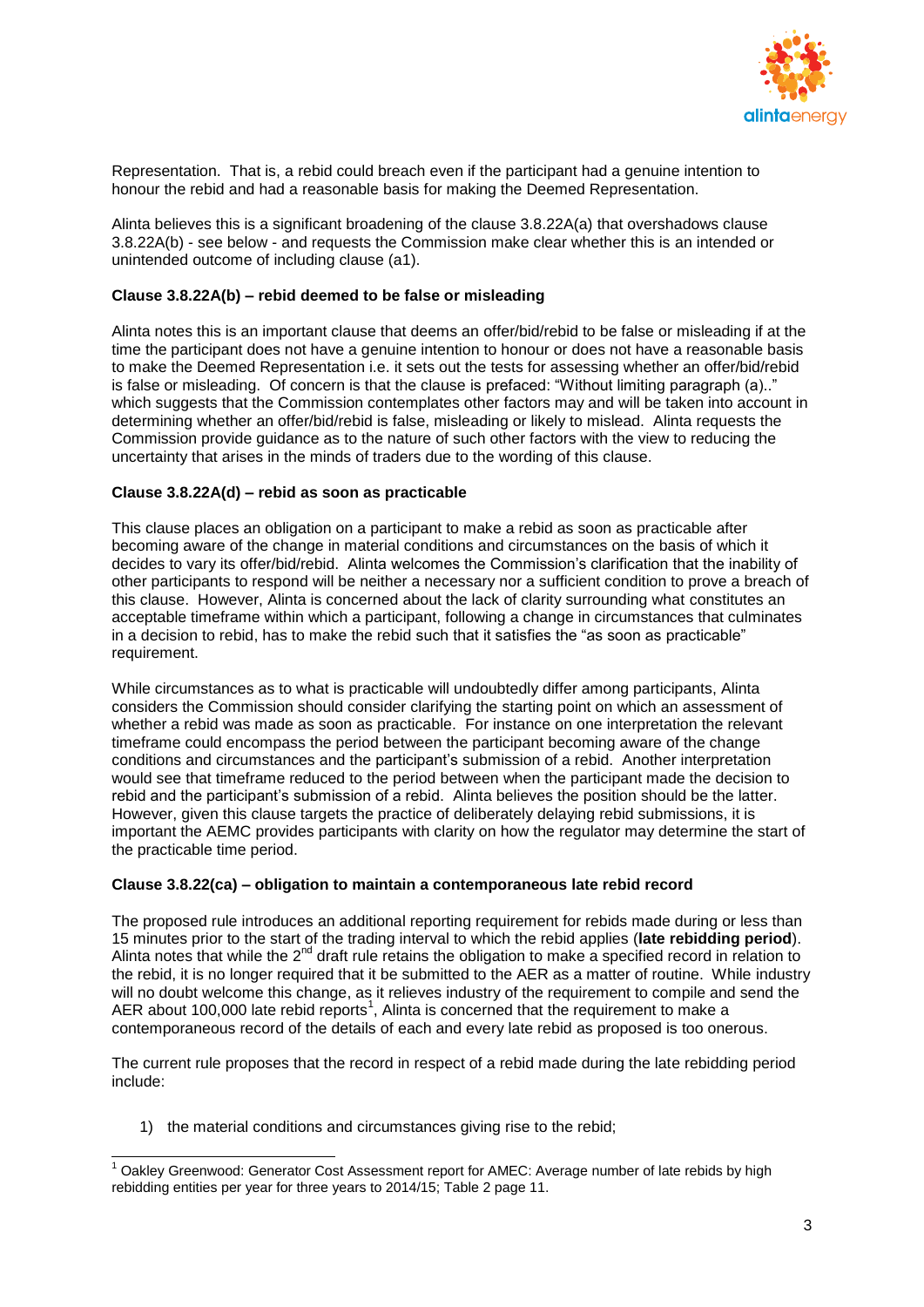Representation. That is, a rebid could breach even if the participant had a genuine intention to honour the rebid and had a reasonable basis for making the Deemed Representation.

Alinta believes this is a significant broadening of the clause 3.8.22A(a) that overshadows clause 3.8.22A(b) - see below - and requests the Commission make clear whether this is an intended or unintended outcome of including clause (a1).

**Clause 3.8.22A(b) – rebid deemed to be false or misleading**

Alinta notes this is an important clause that deems an offer/bid/rebid to be false or misleading if at the time the participant does not have a genuine intention to honour or does not have a reasonable basis to make the Deemed Representation i.e. it sets out the tests for assessing whether an offer/bid/rebid is false or misleading. Of concern is that the clause is prefaced: "Without limiting paragraph (a).." which suggests that the Commission contemplates other factors may and will be taken into account in determining whether an offer/bid/rebid is false, misleading or likely to mislead. Alinta requests the Commission provide guidance as to the nature of such other factors with the view to reducing the uncertainty that arises in the minds of traders due to the wording of this clause.

**Clause 3.8.22A(d) – rebid as soon as practicable**

This clause places an obligation on a participant to make a rebid as soon as practicable after becoming aware of the change in material conditions and circumstances on the basis of which it decides to vary its offer/bid/rebid. Alinta welcomes the Commission's clarification that the inability of other participants to respond will be neither a necessary nor a sufficient condition to prove a breach of this clause. However, Alinta is concerned about the lack of clarity surrounding what constitutes an acceptable timeframe within which a participant, following a change in circumstances that culminates in a decision to rebid, has to make the rebid such that it satisfies the "as soon as practicable" requirement.

While circumstances as to what is practicable will undoubtedly differ among participants, Alinta considers the Commission should consider clarifying the starting point on which an assessment of whether a rebid was made as soon as practicable. For instance on one interpretation the relevant timeframe could encompass the period between the participant becoming aware of the change conditions and circumstances and the participant's submission of a rebid. Another interpretation would see that timeframe reduced to the period between when the participant made the decision to rebid and the participant's submission of a rebid. Alinta believes the position should be the latter. However, given this clause targets the practice of deliberately delaying rebid submissions, it is important the AEMC provides participants with clarity on how the regulator may determine the start of the practicable time period.

**Clause 3.8.22(ca) – obligation to maintain a contemporaneous late rebid record**

The proposed rule introduces an additional reporting requirement for rebids made during or less than 15 minutes prior to the start of the trading interval to which the rebid applies (**late rebidding period**). Alinta notes that while the 2nd draft rule retains the obligation to make a specified record in relation to the rebid, it is no longer required that it be submitted to the AER as a matter of routine. While industry will no doubt welcome this change, as it relieves industry of the requirement to compile and send the AER about 100,000 late rebid reports[1], Alinta is concerned that the requirement to make a contemporaneous record of the details of each and every late rebid as proposed is too onerous.

The current rule proposes that the record in respect of a rebid made during the late rebidding period include:

1) the material conditions and circumstances giving rise to the rebid;

[1] Oakley Greenwood: Generator Cost Assessment report for AMEC: Average number of late rebids by high rebidding entities per year for three years to 2014/15; Table 2 page 11.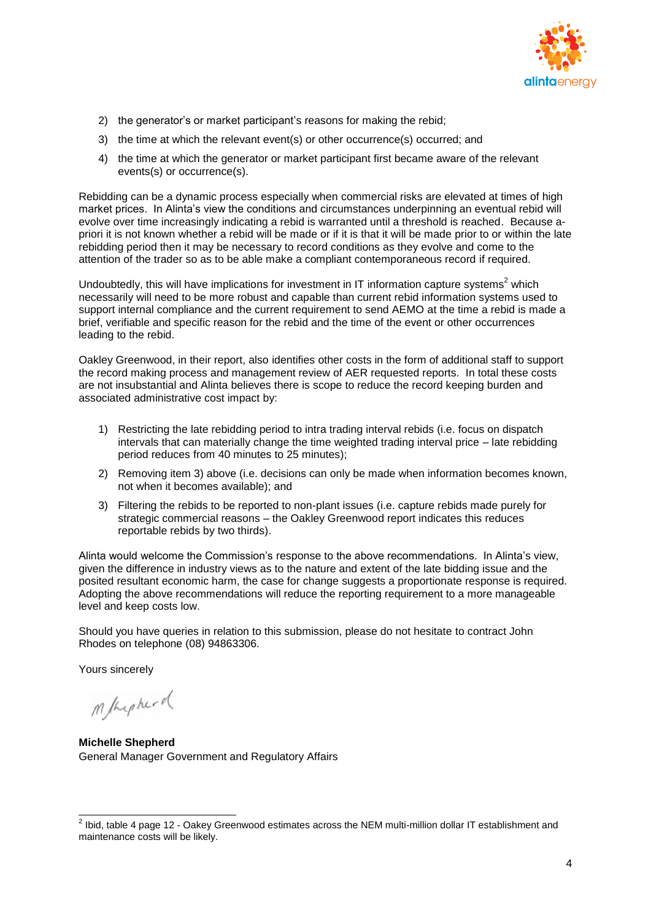2) the generator's or market participant's reasons for making the rebid;
3) the time at which the relevant event(s) or other occurrence(s) occurred; and
4) the time at which the generator or market participant first became aware of the relevant events(s) or occurrence(s).

Rebidding can be a dynamic process especially when commercial risks are elevated at times of high market prices. In Alinta's view the conditions and circumstances underpinning an eventual rebid will evolve over time increasingly indicating a rebid is warranted until a threshold is reached. Because a-priori it is not known whether a rebid will be made or if it is that it will be made prior to or within the late rebidding period then it may be necessary to record conditions as they evolve and come to the attention of the trader so as to be able make a compliant contemporaneous record if required.

Undoubtedly, this will have implications for investment in IT information capture systems[2] which necessarily will need to be more robust and capable than current rebid information systems used to support internal compliance and the current requirement to send AEMO at the time a rebid is made a brief, verifiable and specific reason for the rebid and the time of the event or other occurrences leading to the rebid.

Oakley Greenwood, in their report, also identifies other costs in the form of additional staff to support the record making process and management review of AER requested reports. In total these costs are not insubstantial and Alinta believes there is scope to reduce the record keeping burden and associated administrative cost impact by:

1) Restricting the late rebidding period to intra trading interval rebids (i.e. focus on dispatch intervals that can materially change the time weighted trading interval price – late rebidding period reduces from 40 minutes to 25 minutes);
2) Removing item 3) above (i.e. decisions can only be made when information becomes known, not when it becomes available); and
3) Filtering the rebids to be reported to non-plant issues (i.e. capture rebids made purely for strategic commercial reasons – the Oakley Greenwood report indicates this reduces reportable rebids by two thirds).

Alinta would welcome the Commission's response to the above recommendations. In Alinta's view, given the difference in industry views as to the nature and extent of the late bidding issue and the posited resultant economic harm, the case for change suggests a proportionate response is required. Adopting the above recommendations will reduce the reporting requirement to a more manageable level and keep costs low.

Should you have queries in relation to this submission, please do not hesitate to contract John Rhodes on telephone (08) 94863306.

Yours sincerely

M Shepherd

**Michelle Shepherd**
General Manager Government and Regulatory Affairs

[2] Ibid, table 4 page 12 - Oakey Greenwood estimates across the NEM multi-million dollar IT establishment and maintenance costs will be likely.